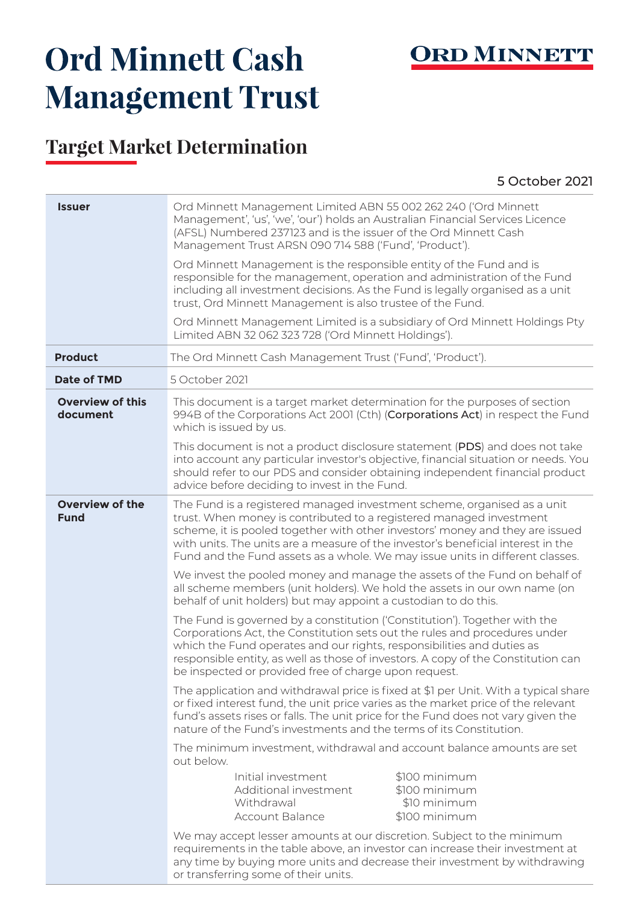# Ord Minnett Cash Management Trust

ORD MINNETT

## Target Market Determination

5 October 2021

| | |
|---|---|
| **Issuer** | Ord Minnett Management Limited ABN 55 002 262 240 ('Ord Minnett Management', 'us', 'we', 'our') holds an Australian Financial Services Licence (AFSL) Numbered 237123 and is the issuer of the Ord Minnett Cash Management Trust ARSN 090 714 588 ('Fund', 'Product').<br><br>Ord Minnett Management is the responsible entity of the Fund and is responsible for the management, operation and administration of the Fund including all investment decisions. As the Fund is legally organised as a unit trust, Ord Minnett Management is also trustee of the Fund.<br><br>Ord Minnett Management Limited is a subsidiary of Ord Minnett Holdings Pty Limited ABN 32 062 323 728 ('Ord Minnett Holdings'). |
| **Product** | The Ord Minnett Cash Management Trust ('Fund', 'Product'). |
| **Date of TMD** | 5 October 2021 |
| **Overview of this document** | This document is a target market determination for the purposes of section 994B of the Corporations Act 2001 (Cth) (**Corporations Act**) in respect the Fund which is issued by us.<br><br>This document is not a product disclosure statement (**PDS**) and does not take into account any particular investor's objective, financial situation or needs. You should refer to our PDS and consider obtaining independent financial product advice before deciding to invest in the Fund. |
| **Overview of the Fund** | The Fund is a registered managed investment scheme, organised as a unit trust. When money is contributed to a registered managed investment scheme, it is pooled together with other investors' money and they are issued with units. The units are a measure of the investor's beneficial interest in the Fund and the Fund assets as a whole. We may issue units in different classes.<br><br>We invest the pooled money and manage the assets of the Fund on behalf of all scheme members (unit holders). We hold the assets in our own name (on behalf of unit holders) but may appoint a custodian to do this.<br><br>The Fund is governed by a constitution ('Constitution'). Together with the Corporations Act, the Constitution sets out the rules and procedures under which the Fund operates and our rights, responsibilities and duties as responsible entity, as well as those of investors. A copy of the Constitution can be inspected or provided free of charge upon request.<br><br>The application and withdrawal price is fixed at $1 per Unit. With a typical share or fixed interest fund, the unit price varies as the market price of the relevant fund's assets rises or falls. The unit price for the Fund does not vary given the nature of the Fund's investments and the terms of its Constitution.<br><br>The minimum investment, withdrawal and account balance amounts are set out below.<br><br>Initial investment: $100 minimum<br>Additional investment: $100 minimum<br>Withdrawal: $10 minimum<br>Account Balance: $100 minimum<br><br>We may accept lesser amounts at our discretion. Subject to the minimum requirements in the table above, an investor can increase their investment at any time by buying more units and decrease their investment by withdrawing or transferring some of their units. |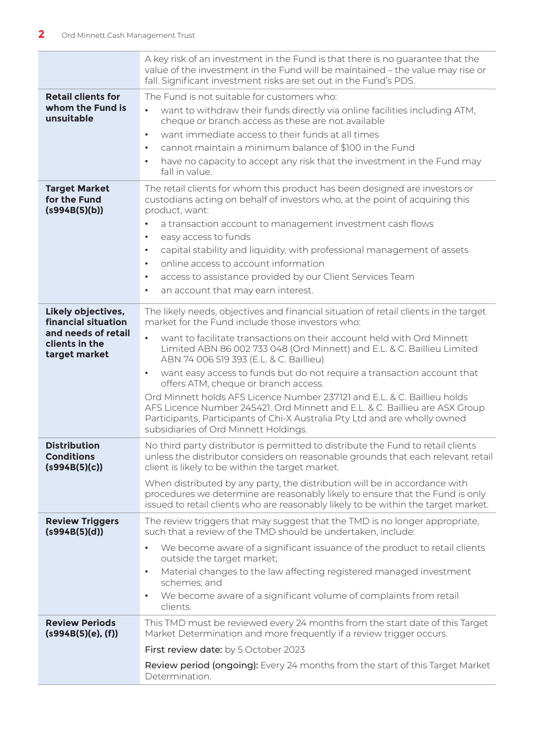| | |
|---|---|
| | A key risk of an investment in the Fund is that there is no guarantee that the value of the investment in the Fund will be maintained – the value may rise or fall. Significant investment risks are set out in the Fund's PDS. |
| **Retail clients for whom the Fund is unsuitable** | The Fund is not suitable for customers who:<br>• want to withdraw their funds directly via online facilities including ATM, cheque or branch access as these are not available<br>• want immediate access to their funds at all times<br>• cannot maintain a minimum balance of $100 in the Fund<br>• have no capacity to accept any risk that the investment in the Fund may fall in value. |
| **Target Market for the Fund (s994B(5)(b))** | The retail clients for whom this product has been designed are investors or custodians acting on behalf of investors who, at the point of acquiring this product, want:<br>• a transaction account to management investment cash flows<br>• easy access to funds<br>• capital stability and liquidity, with professional management of assets<br>• online access to account information<br>• access to assistance provided by our Client Services Team<br>• an account that may earn interest. |
| **Likely objectives, financial situation and needs of retail clients in the target market** | The likely needs, objectives and financial situation of retail clients in the target market for the Fund include those investors who:<br>• want to facilitate transactions on their account held with Ord Minnett Limited ABN 86 002 733 048 (Ord Minnett) and E.L. & C. Baillieu Limited ABN 74 006 519 393 (E.L. & C. Baillieu)<br>• want easy access to funds but do not require a transaction account that offers ATM, cheque or branch access.<br>Ord Minnett holds AFS Licence Number 237121 and E.L. & C. Baillieu holds AFS Licence Number 245421. Ord Minnett and E.L. & C. Baillieu are ASX Group Participants, Participants of Chi-X Australia Pty Ltd and are wholly owned subsidiaries of Ord Minnett Holdings. |
| **Distribution Conditions (s994B(5)(c))** | No third party distributor is permitted to distribute the Fund to retail clients unless the distributor considers on reasonable grounds that each relevant retail client is likely to be within the target market.<br>When distributed by any party, the distribution will be in accordance with procedures we determine are reasonably likely to ensure that the Fund is only issued to retail clients who are reasonably likely to be within the target market. |
| **Review Triggers (s994B(5)(d))** | The review triggers that may suggest that the TMD is no longer appropriate, such that a review of the TMD should be undertaken, include:<br>• We become aware of a significant issuance of the product to retail clients outside the target market;<br>• Material changes to the law affecting registered managed investment schemes; and<br>• We become aware of a significant volume of complaints from retail clients. |
| **Review Periods (s994B(5)(e), (f))** | This TMD must be reviewed every 24 months from the start date of this Target Market Determination and more frequently if a review trigger occurs.<br>First review date: by 5 October 2023<br>Review period (ongoing): Every 24 months from the start of this Target Market Determination. |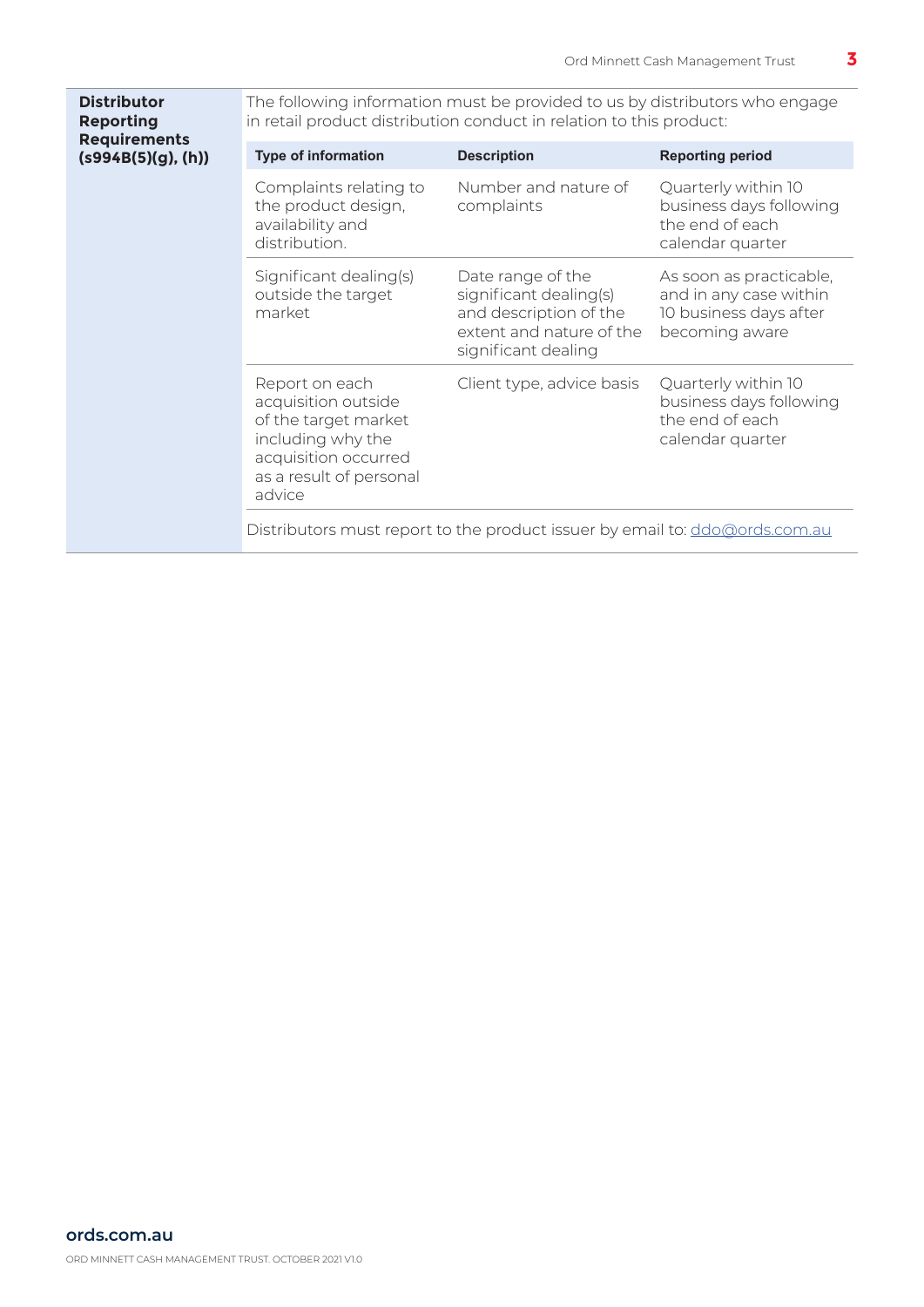**Distributor Reporting Requirements (s994B(5)(g), (h))**

The following information must be provided to us by distributors who engage in retail product distribution conduct in relation to this product:

| Type of information | Description | Reporting period |
| --- | --- | --- |
| Complaints relating to the product design, availability and distribution. | Number and nature of complaints | Quarterly within 10 business days following the end of each calendar quarter |
| Significant dealing(s) outside the target market | Date range of the significant dealing(s) and description of the extent and nature of the significant dealing | As soon as practicable, and in any case within 10 business days after becoming aware |
| Report on each acquisition outside of the target market including why the acquisition occurred as a result of personal advice | Client type, advice basis | Quarterly within 10 business days following the end of each calendar quarter |

Distributors must report to the product issuer by email to: ddo@ords.com.au

ords.com.au

ORD MINNETT CASH MANAGEMENT TRUST. OCTOBER 2021 V1.0